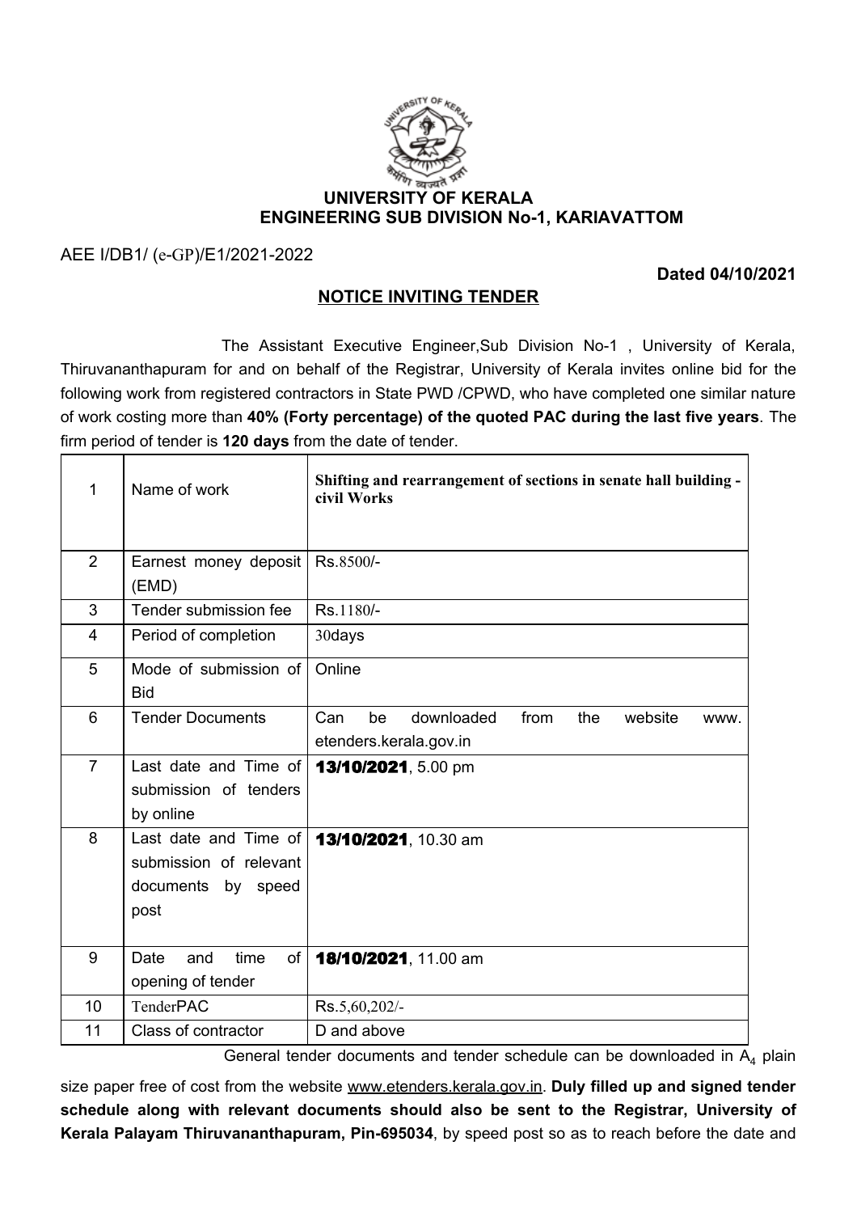**UNIVERSITY OF KERALA**
**ENGINEERING SUB DIVISION No-1, KARIAVATTOM**

AEE I/DB1/ (e-GP)/E1/2021-2022

**Dated 04/10/2021**

## NOTICE INVITING TENDER

The Assistant Executive Engineer,Sub Division No-1 , University of Kerala, Thiruvananthapuram for and on behalf of the Registrar, University of Kerala invites online bid for the following work from registered contractors in State PWD /CPWD, who have completed one similar nature of work costing more than **40% (Forty percentage) of the quoted PAC during the last five years**. The firm period of tender is **120 days** from the date of tender.

| | | |
|---|---|---|
| 1 | Name of work | **Shifting and rearrangement of sections in senate hall building - civil Works** |
| 2 | Earnest money deposit (EMD) | Rs.8500/- |
| 3 | Tender submission fee | Rs.1180/- |
| 4 | Period of completion | 30days |
| 5 | Mode of submission of Bid | Online |
| 6 | Tender Documents | Can be downloaded from the website www. etenders.kerala.gov.in |
| 7 | Last date and Time of submission of tenders by online | **13/10/2021**, 5.00 pm |
| 8 | Last date and Time of submission of relevant documents by speed post | **13/10/2021**, 10.30 am |
| 9 | Date and time of opening of tender | **18/10/2021**, 11.00 am |
| 10 | TenderPAC | Rs.5,60,202/- |
| 11 | Class of contractor | D and above |

General tender documents and tender schedule can be downloaded in $A_4$ plain size paper free of cost from the website www.etenders.kerala.gov.in. **Duly filled up and signed tender schedule along with relevant documents should also be sent to the Registrar, University of Kerala Palayam Thiruvananthapuram, Pin-695034**, by speed post so as to reach before the date and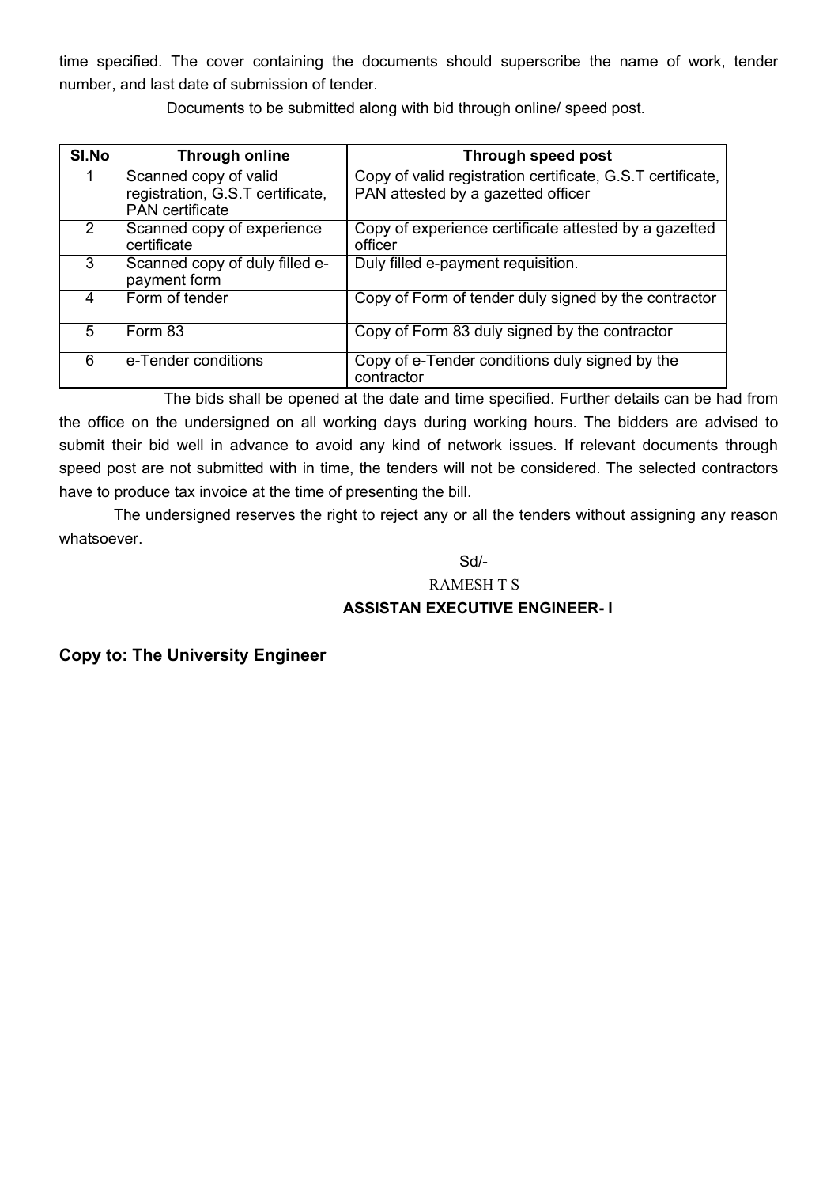time specified. The cover containing the documents should superscribe the name of work, tender number, and last date of submission of tender.

Documents to be submitted along with bid through online/ speed post.

| Sl.No | Through online | Through speed post |
|---|---|---|
| 1 | Scanned copy of valid registration, G.S.T certificate, PAN certificate | Copy of valid registration certificate, G.S.T certificate, PAN attested by a gazetted officer |
| 2 | Scanned copy of experience certificate | Copy of experience certificate attested by a gazetted officer |
| 3 | Scanned copy of duly filled e-payment form | Duly filled e-payment requisition. |
| 4 | Form of tender | Copy of Form of tender duly signed by the contractor |
| 5 | Form 83 | Copy of Form 83 duly signed by the contractor |
| 6 | e-Tender conditions | Copy of e-Tender conditions duly signed by the contractor |

The bids shall be opened at the date and time specified. Further details can be had from the office on the undersigned on all working days during working hours. The bidders are advised to submit their bid well in advance to avoid any kind of network issues. If relevant documents through speed post are not submitted with in time, the tenders will not be considered. The selected contractors have to produce tax invoice at the time of presenting the bill.

The undersigned reserves the right to reject any or all the tenders without assigning any reason whatsoever.

Sd/-

RAMESH T S

**ASSISTAN EXECUTIVE ENGINEER- I**

**Copy to: The University Engineer**